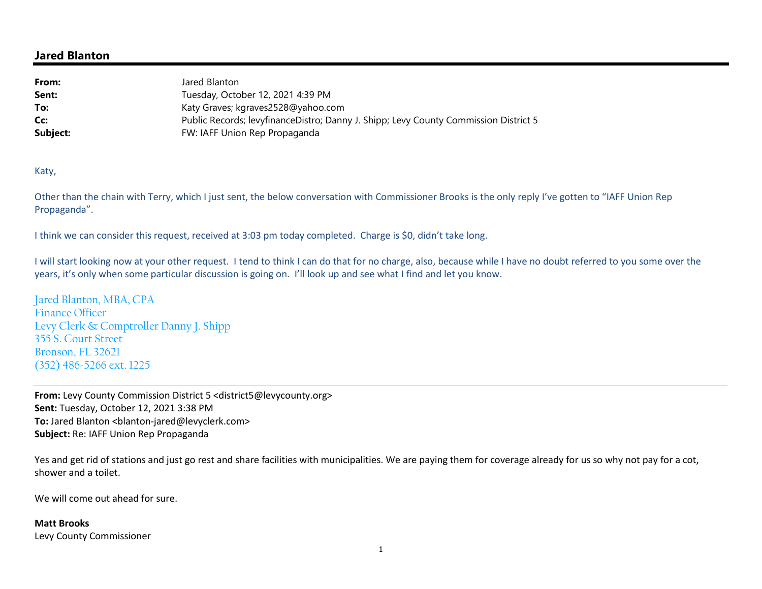## Jared Blanton

**From:** Jared Blanton
**Sent:** Tuesday, October 12, 2021 4:39 PM
**To:** Katy Graves; kgraves2528@yahoo.com
**Cc:** Public Records; levyfinanceDistro; Danny J. Shipp; Levy County Commission District 5
**Subject:** FW: IAFF Union Rep Propaganda

Katy,

Other than the chain with Terry, which I just sent, the below conversation with Commissioner Brooks is the only reply I've gotten to "IAFF Union Rep Propaganda".

I think we can consider this request, received at 3:03 pm today completed. Charge is $0, didn't take long.

I will start looking now at your other request. I tend to think I can do that for no charge, also, because while I have no doubt referred to you some over the years, it's only when some particular discussion is going on. I'll look up and see what I find and let you know.

Jared Blanton, MBA, CPA
Finance Officer
Levy Clerk & Comptroller Danny J. Shipp
355 S. Court Street
Bronson, FL 32621
(352) 486-5266 ext. 1225

---

**From:** Levy County Commission District 5 <district5@levycounty.org>
**Sent:** Tuesday, October 12, 2021 3:38 PM
**To:** Jared Blanton <blanton-jared@levyclerk.com>
**Subject:** Re: IAFF Union Rep Propaganda

Yes and get rid of stations and just go rest and share facilities with municipalities. We are paying them for coverage already for us so why not pay for a cot, shower and a toilet.

We will come out ahead for sure.

**Matt Brooks**
Levy County Commissioner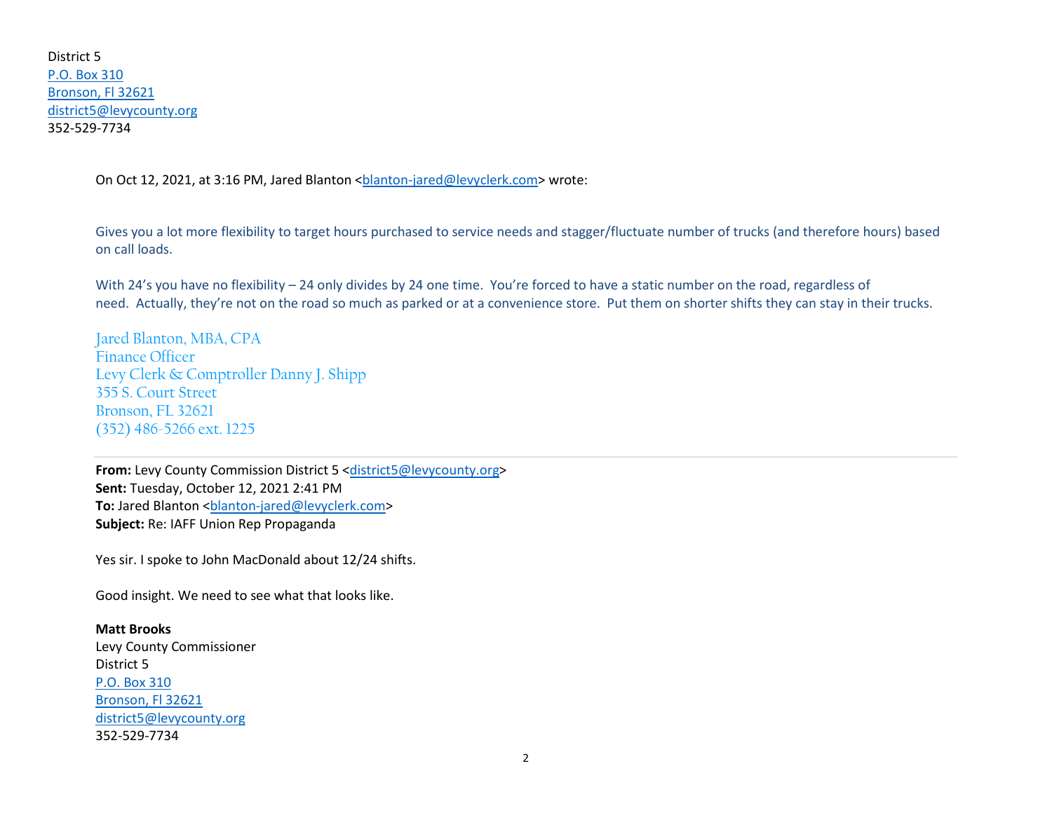District 5
P.O. Box 310
Bronson, Fl 32621
district5@levycounty.org
352-529-7734

On Oct 12, 2021, at 3:16 PM, Jared Blanton <blanton-jared@levyclerk.com> wrote:

Gives you a lot more flexibility to target hours purchased to service needs and stagger/fluctuate number of trucks (and therefore hours) based on call loads.

With 24's you have no flexibility – 24 only divides by 24 one time. You're forced to have a static number on the road, regardless of need. Actually, they're not on the road so much as parked or at a convenience store. Put them on shorter shifts they can stay in their trucks.

Jared Blanton, MBA, CPA
Finance Officer
Levy Clerk & Comptroller Danny J. Shipp
355 S. Court Street
Bronson, FL 32621
(352) 486-5266 ext. 1225

---

**From:** Levy County Commission District 5 <district5@levycounty.org>
**Sent:** Tuesday, October 12, 2021 2:41 PM
**To:** Jared Blanton <blanton-jared@levyclerk.com>
**Subject:** Re: IAFF Union Rep Propaganda

Yes sir. I spoke to John MacDonald about 12/24 shifts.

Good insight. We need to see what that looks like.

**Matt Brooks**
Levy County Commissioner
District 5
P.O. Box 310
Bronson, Fl 32621
district5@levycounty.org
352-529-7734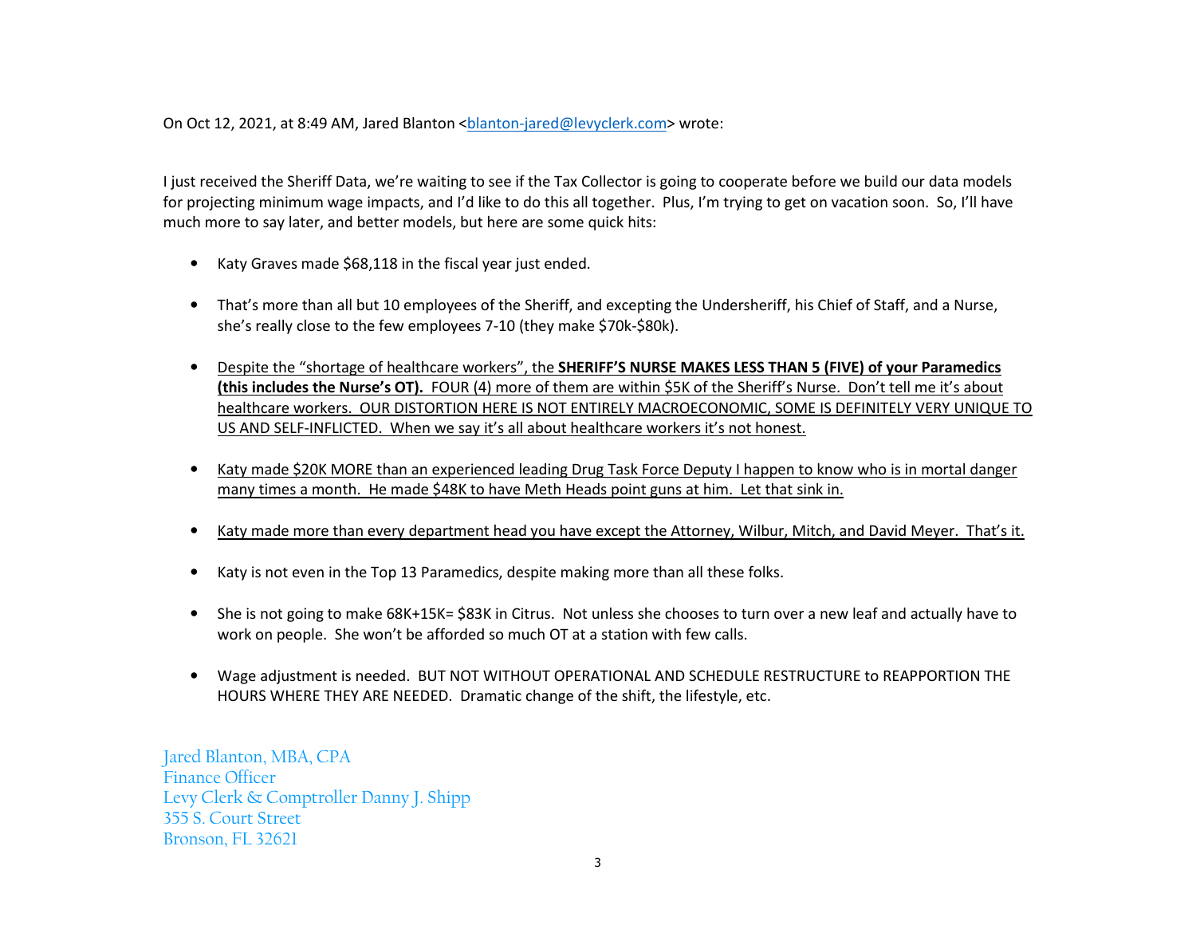On Oct 12, 2021, at 8:49 AM, Jared Blanton <blanton-jared@levyclerk.com> wrote:

I just received the Sheriff Data, we're waiting to see if the Tax Collector is going to cooperate before we build our data models for projecting minimum wage impacts, and I'd like to do this all together. Plus, I'm trying to get on vacation soon. So, I'll have much more to say later, and better models, but here are some quick hits:

- Katy Graves made $68,118 in the fiscal year just ended.
- That's more than all but 10 employees of the Sheriff, and excepting the Undersheriff, his Chief of Staff, and a Nurse, she's really close to the few employees 7-10 (they make $70k-$80k).
- <u>Despite the "shortage of healthcare workers", the **SHERIFF'S NURSE MAKES LESS THAN 5 (FIVE) of your Paramedics (this includes the Nurse's OT).** FOUR (4) more of them are within $5K of the Sheriff's Nurse. Don't tell me it's about healthcare workers. OUR DISTORTION HERE IS NOT ENTIRELY MACROECONOMIC, SOME IS DEFINITELY VERY UNIQUE TO US AND SELF-INFLICTED. When we say it's all about healthcare workers it's not honest.</u>
- <u>Katy made $20K MORE than an experienced leading Drug Task Force Deputy I happen to know who is in mortal danger many times a month. He made $48K to have Meth Heads point guns at him. Let that sink in.</u>
- <u>Katy made more than every department head you have except the Attorney, Wilbur, Mitch, and David Meyer. That's it.</u>
- Katy is not even in the Top 13 Paramedics, despite making more than all these folks.
- She is not going to make 68K+15K= $83K in Citrus. Not unless she chooses to turn over a new leaf and actually have to work on people. She won't be afforded so much OT at a station with few calls.
- Wage adjustment is needed. BUT NOT WITHOUT OPERATIONAL AND SCHEDULE RESTRUCTURE to REAPPORTION THE HOURS WHERE THEY ARE NEEDED. Dramatic change of the shift, the lifestyle, etc.

Jared Blanton, MBA, CPA
Finance Officer
Levy Clerk & Comptroller Danny J. Shipp
355 S. Court Street
Bronson, FL 32621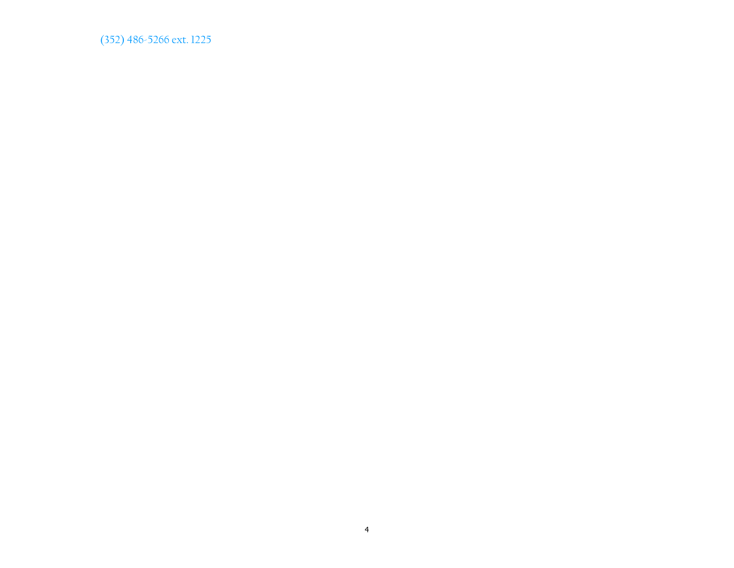(352) 486-5266 ext. 1225